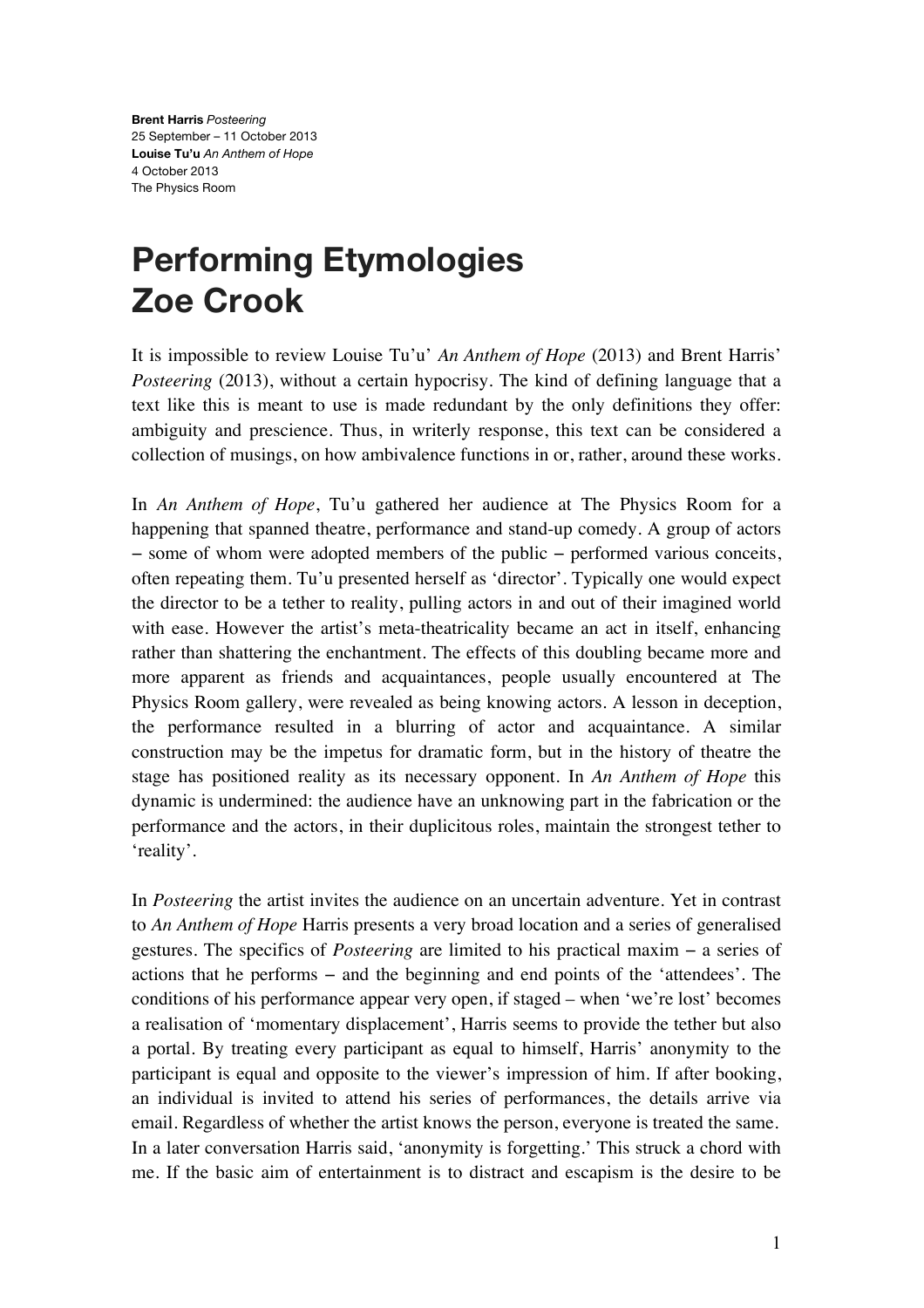**Brent Harris** *Posteering*
25 September – 11 October 2013
**Louise Tu'u** *An Anthem of Hope*
4 October 2013
The Physics Room

# Performing Etymologies
# Zoe Crook

It is impossible to review Louise Tu'u' *An Anthem of Hope* (2013) and Brent Harris' *Posteering* (2013), without a certain hypocrisy. The kind of defining language that a text like this is meant to use is made redundant by the only definitions they offer: ambiguity and prescience. Thus, in writerly response, this text can be considered a collection of musings, on how ambivalence functions in or, rather, around these works.

In *An Anthem of Hope*, Tu'u gathered her audience at The Physics Room for a happening that spanned theatre, performance and stand-up comedy. A group of actors – some of whom were adopted members of the public – performed various conceits, often repeating them. Tu'u presented herself as 'director'. Typically one would expect the director to be a tether to reality, pulling actors in and out of their imagined world with ease. However the artist's meta-theatricality became an act in itself, enhancing rather than shattering the enchantment. The effects of this doubling became more and more apparent as friends and acquaintances, people usually encountered at The Physics Room gallery, were revealed as being knowing actors. A lesson in deception, the performance resulted in a blurring of actor and acquaintance. A similar construction may be the impetus for dramatic form, but in the history of theatre the stage has positioned reality as its necessary opponent. In *An Anthem of Hope* this dynamic is undermined: the audience have an unknowing part in the fabrication or the performance and the actors, in their duplicitous roles, maintain the strongest tether to 'reality'.

In *Posteering* the artist invites the audience on an uncertain adventure. Yet in contrast to *An Anthem of Hope* Harris presents a very broad location and a series of generalised gestures. The specifics of *Posteering* are limited to his practical maxim – a series of actions that he performs – and the beginning and end points of the 'attendees'. The conditions of his performance appear very open, if staged – when 'we're lost' becomes a realisation of 'momentary displacement', Harris seems to provide the tether but also a portal. By treating every participant as equal to himself, Harris' anonymity to the participant is equal and opposite to the viewer's impression of him. If after booking, an individual is invited to attend his series of performances, the details arrive via email. Regardless of whether the artist knows the person, everyone is treated the same. In a later conversation Harris said, 'anonymity is forgetting.' This struck a chord with me. If the basic aim of entertainment is to distract and escapism is the desire to be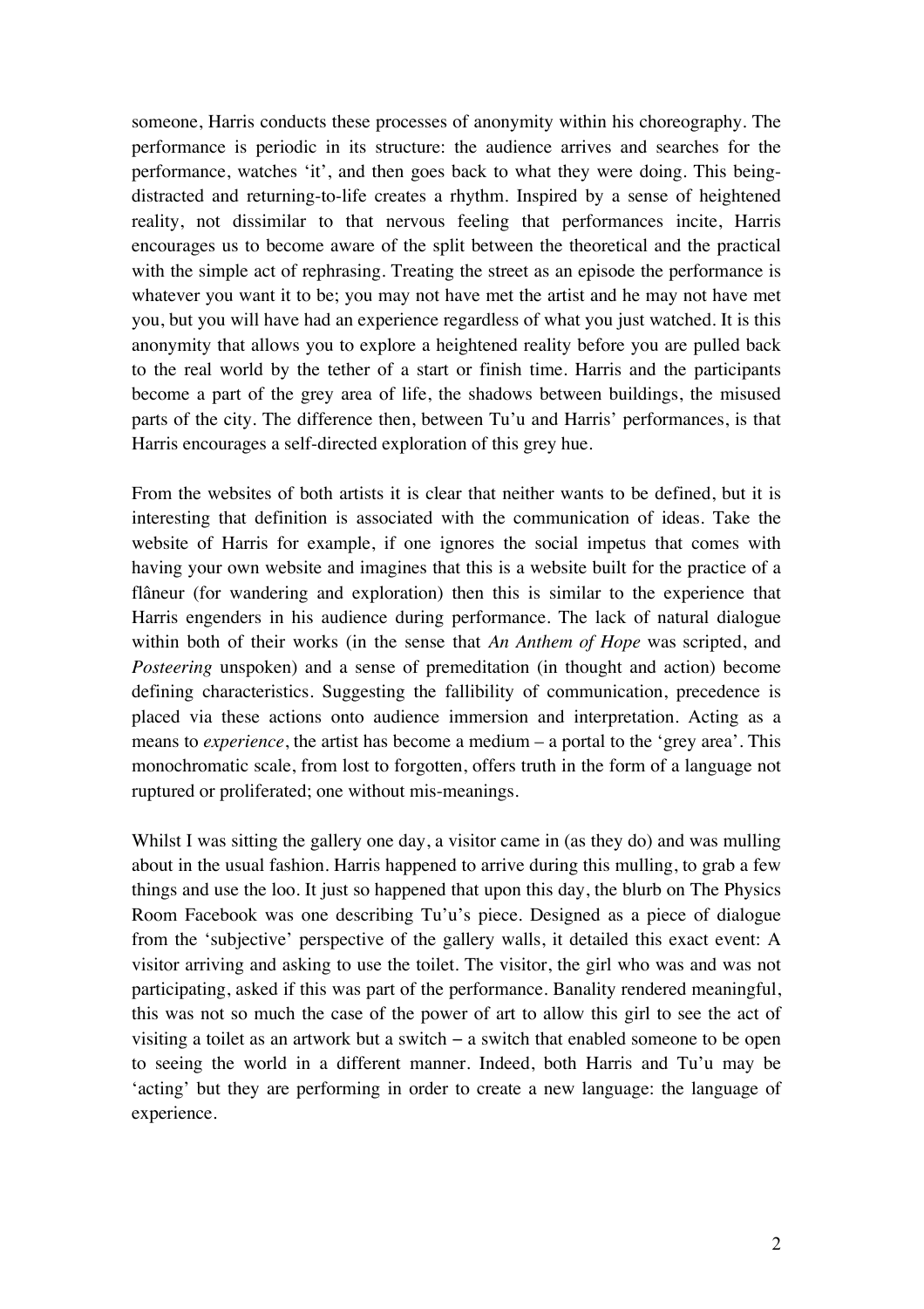someone, Harris conducts these processes of anonymity within his choreography. The performance is periodic in its structure: the audience arrives and searches for the performance, watches 'it', and then goes back to what they were doing. This being-distracted and returning-to-life creates a rhythm. Inspired by a sense of heightened reality, not dissimilar to that nervous feeling that performances incite, Harris encourages us to become aware of the split between the theoretical and the practical with the simple act of rephrasing. Treating the street as an episode the performance is whatever you want it to be; you may not have met the artist and he may not have met you, but you will have had an experience regardless of what you just watched. It is this anonymity that allows you to explore a heightened reality before you are pulled back to the real world by the tether of a start or finish time. Harris and the participants become a part of the grey area of life, the shadows between buildings, the misused parts of the city. The difference then, between Tu'u and Harris' performances, is that Harris encourages a self-directed exploration of this grey hue.

From the websites of both artists it is clear that neither wants to be defined, but it is interesting that definition is associated with the communication of ideas. Take the website of Harris for example, if one ignores the social impetus that comes with having your own website and imagines that this is a website built for the practice of a flâneur (for wandering and exploration) then this is similar to the experience that Harris engenders in his audience during performance. The lack of natural dialogue within both of their works (in the sense that *An Anthem of Hope* was scripted, and *Posteering* unspoken) and a sense of premeditation (in thought and action) become defining characteristics. Suggesting the fallibility of communication, precedence is placed via these actions onto audience immersion and interpretation. Acting as a means to *experience*, the artist has become a medium – a portal to the 'grey area'. This monochromatic scale, from lost to forgotten, offers truth in the form of a language not ruptured or proliferated; one without mis-meanings.

Whilst I was sitting the gallery one day, a visitor came in (as they do) and was mulling about in the usual fashion. Harris happened to arrive during this mulling, to grab a few things and use the loo. It just so happened that upon this day, the blurb on The Physics Room Facebook was one describing Tu'u's piece. Designed as a piece of dialogue from the 'subjective' perspective of the gallery walls, it detailed this exact event: A visitor arriving and asking to use the toilet. The visitor, the girl who was and was not participating, asked if this was part of the performance. Banality rendered meaningful, this was not so much the case of the power of art to allow this girl to see the act of visiting a toilet as an artwork but a switch – a switch that enabled someone to be open to seeing the world in a different manner. Indeed, both Harris and Tu'u may be 'acting' but they are performing in order to create a new language: the language of experience.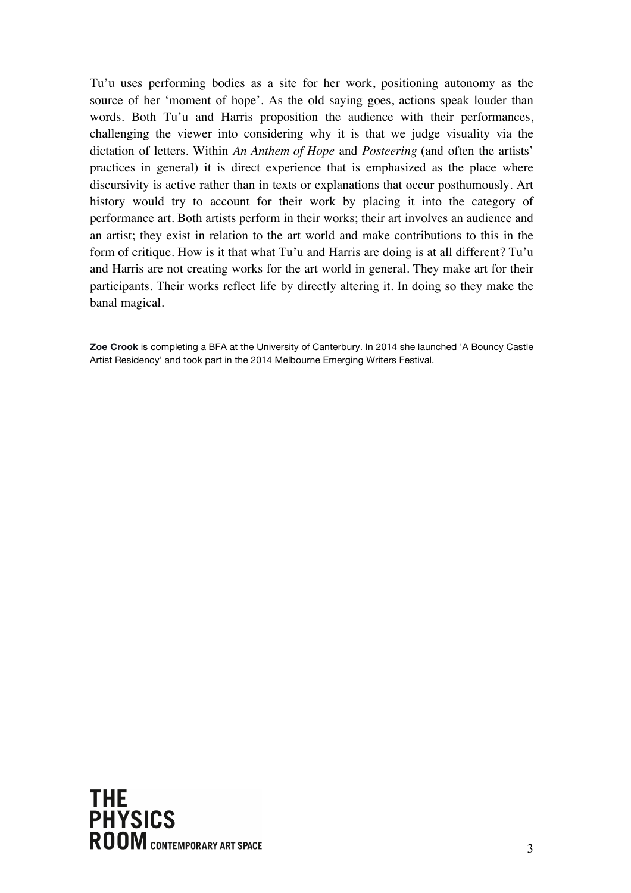Tu'u uses performing bodies as a site for her work, positioning autonomy as the source of her 'moment of hope'. As the old saying goes, actions speak louder than words. Both Tu'u and Harris proposition the audience with their performances, challenging the viewer into considering why it is that we judge visuality via the dictation of letters. Within *An Anthem of Hope* and *Posteering* (and often the artists' practices in general) it is direct experience that is emphasized as the place where discursivity is active rather than in texts or explanations that occur posthumously. Art history would try to account for their work by placing it into the category of performance art. Both artists perform in their works; their art involves an audience and an artist; they exist in relation to the art world and make contributions to this in the form of critique. How is it that what Tu'u and Harris are doing is at all different? Tu'u and Harris are not creating works for the art world in general. They make art for their participants. Their works reflect life by directly altering it. In doing so they make the banal magical.

---

**Zoe Crook** is completing a BFA at the University of Canterbury. In 2014 she launched 'A Bouncy Castle Artist Residency' and took part in the 2014 Melbourne Emerging Writers Festival.

THE PHYSICS ROOM CONTEMPORARY ART SPACE